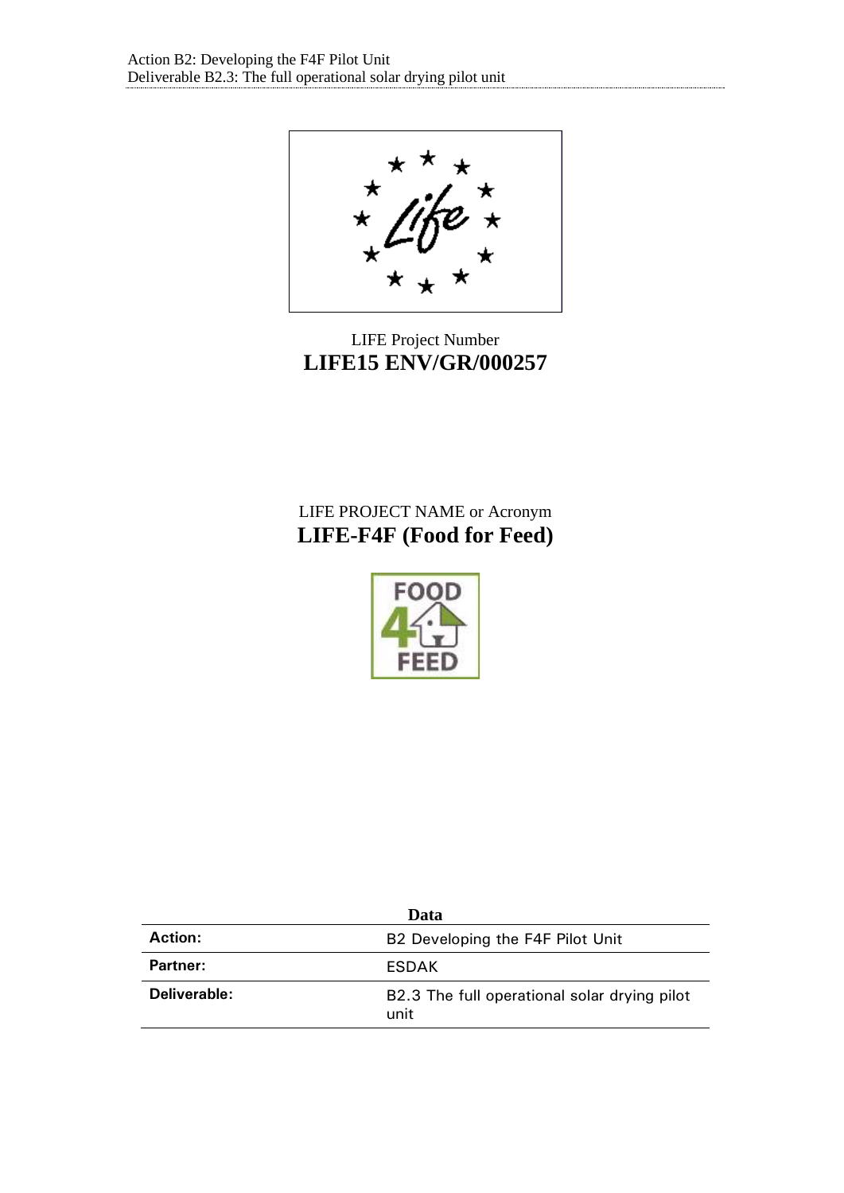LIFE Project Number

**LIFE15 ENV/GR/000257**

LIFE PROJECT NAME or Acronym

**LIFE-F4F (Food for Feed)**

| Data | |
|---|---|
| **Action:** | B2 Developing the F4F Pilot Unit |
| **Partner:** | ESDAK |
| **Deliverable:** | B2.3 The full operational solar drying pilot unit |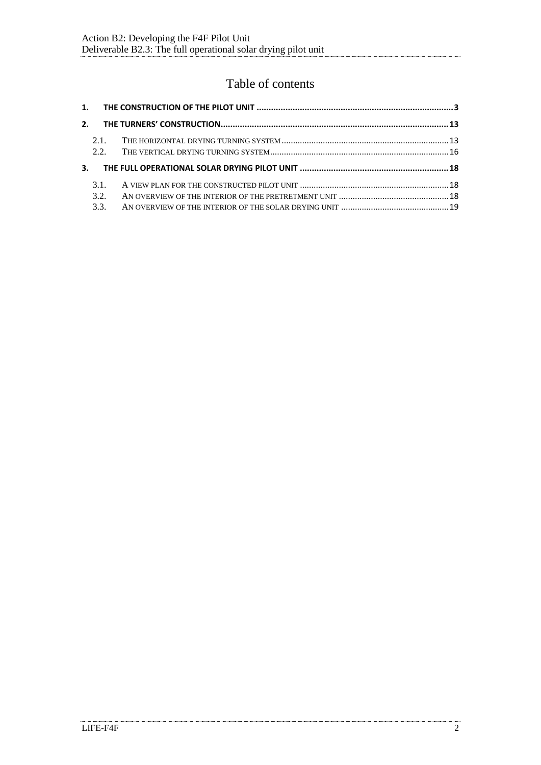# Table of contents

1. THE CONSTRUCTION OF THE PILOT UNIT ........................................................................................ 3
2. THE TURNERS' CONSTRUCTION ........................................................................................ 13
   - 2.1. THE HORIZONTAL DRYING TURNING SYSTEM ........................................................................................ 13
   - 2.2. THE VERTICAL DRYING TURNING SYSTEM ........................................................................................ 16
3. THE FULL OPERATIONAL SOLAR DRYING PILOT UNIT ........................................................................................ 18
   - 3.1. A VIEW PLAN FOR THE CONSTRUCTED PILOT UNIT ........................................................................................ 18
   - 3.2. AN OVERVIEW OF THE INTERIOR OF THE PRETRETMENT UNIT ........................................................................................ 18
   - 3.3. AN OVERVIEW OF THE INTERIOR OF THE SOLAR DRYING UNIT ........................................................................................ 19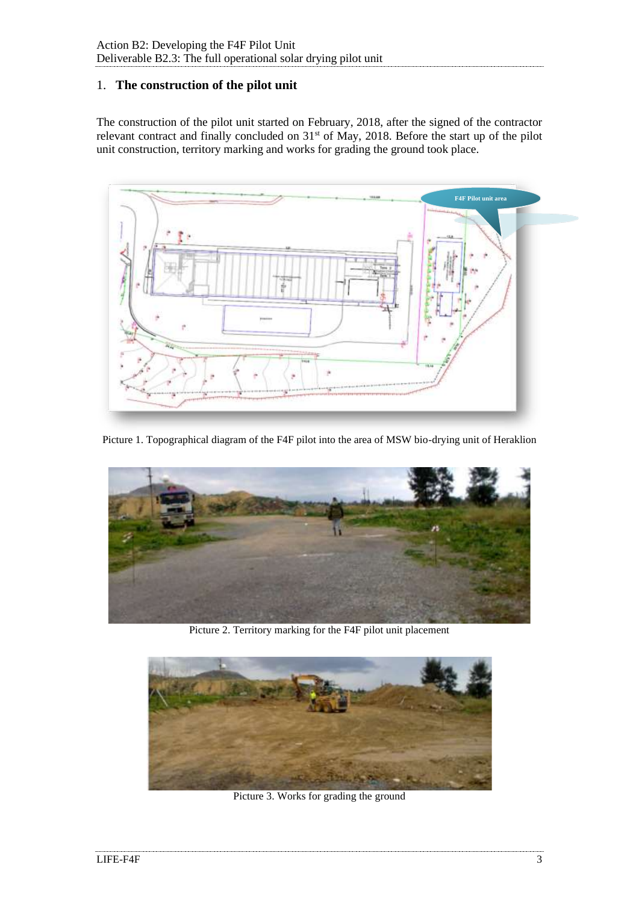# 1. The construction of the pilot unit

The construction of the pilot unit started on February, 2018, after the signed of the contractor relevant contract and finally concluded on 31st of May, 2018. Before the start up of the pilot unit construction, territory marking and works for grading the ground took place.

Picture 1. Topographical diagram of the F4F pilot into the area of MSW bio-drying unit of Heraklion

Picture 2. Territory marking for the F4F pilot unit placement

Picture 3. Works for grading the ground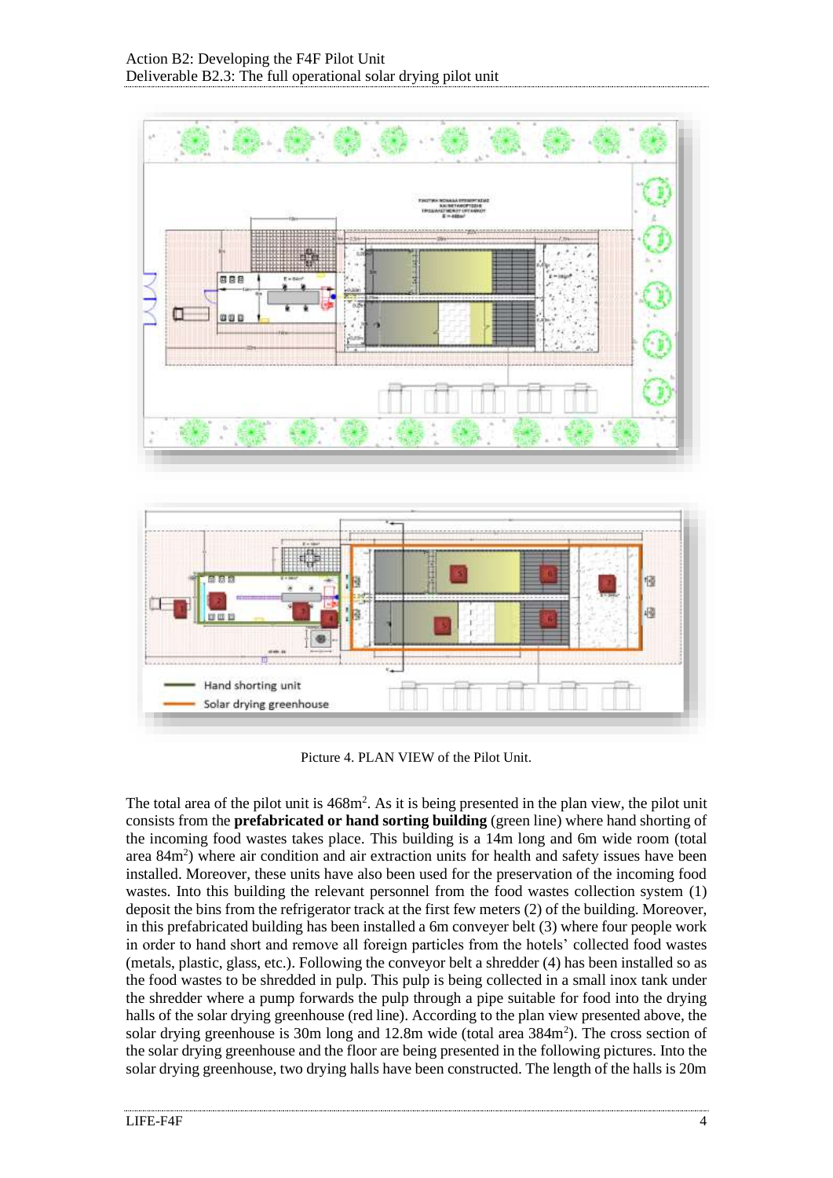Picture 4. PLAN VIEW of the Pilot Unit.

The total area of the pilot unit is 468m$^2$. As it is being presented in the plan view, the pilot unit consists from the **prefabricated or hand sorting building** (green line) where hand shorting of the incoming food wastes takes place. This building is a 14m long and 6m wide room (total area 84m$^2$) where air condition and air extraction units for health and safety issues have been installed. Moreover, these units have also been used for the preservation of the incoming food wastes. Into this building the relevant personnel from the food wastes collection system (1) deposit the bins from the refrigerator track at the first few meters (2) of the building. Moreover, in this prefabricated building has been installed a 6m conveyer belt (3) where four people work in order to hand short and remove all foreign particles from the hotels' collected food wastes (metals, plastic, glass, etc.). Following the conveyor belt a shredder (4) has been installed so as the food wastes to be shredded in pulp. This pulp is being collected in a small inox tank under the shredder where a pump forwards the pulp through a pipe suitable for food into the drying halls of the solar drying greenhouse (red line). According to the plan view presented above, the solar drying greenhouse is 30m long and 12.8m wide (total area 384m$^2$). The cross section of the solar drying greenhouse and the floor are being presented in the following pictures. Into the solar drying greenhouse, two drying halls have been constructed. The length of the halls is 20m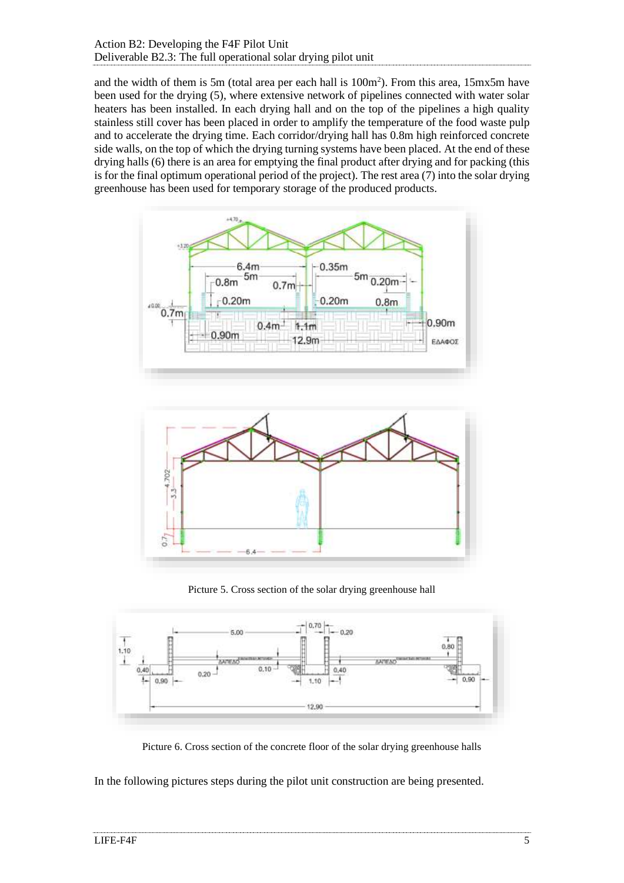and the width of them is 5m (total area per each hall is 100m[2]). From this area, 15mx5m have been used for the drying (5), where extensive network of pipelines connected with water solar heaters has been installed. In each drying hall and on the top of the pipelines a high quality stainless still cover has been placed in order to amplify the temperature of the food waste pulp and to accelerate the drying time. Each corridor/drying hall has 0.8m high reinforced concrete side walls, on the top of which the drying turning systems have been placed. At the end of these drying halls (6) there is an area for emptying the final product after drying and for packing (this is for the final optimum operational period of the project). The rest area (7) into the solar drying greenhouse has been used for temporary storage of the produced products.

Picture 5. Cross section of the solar drying greenhouse hall

Picture 6. Cross section of the concrete floor of the solar drying greenhouse halls

In the following pictures steps during the pilot unit construction are being presented.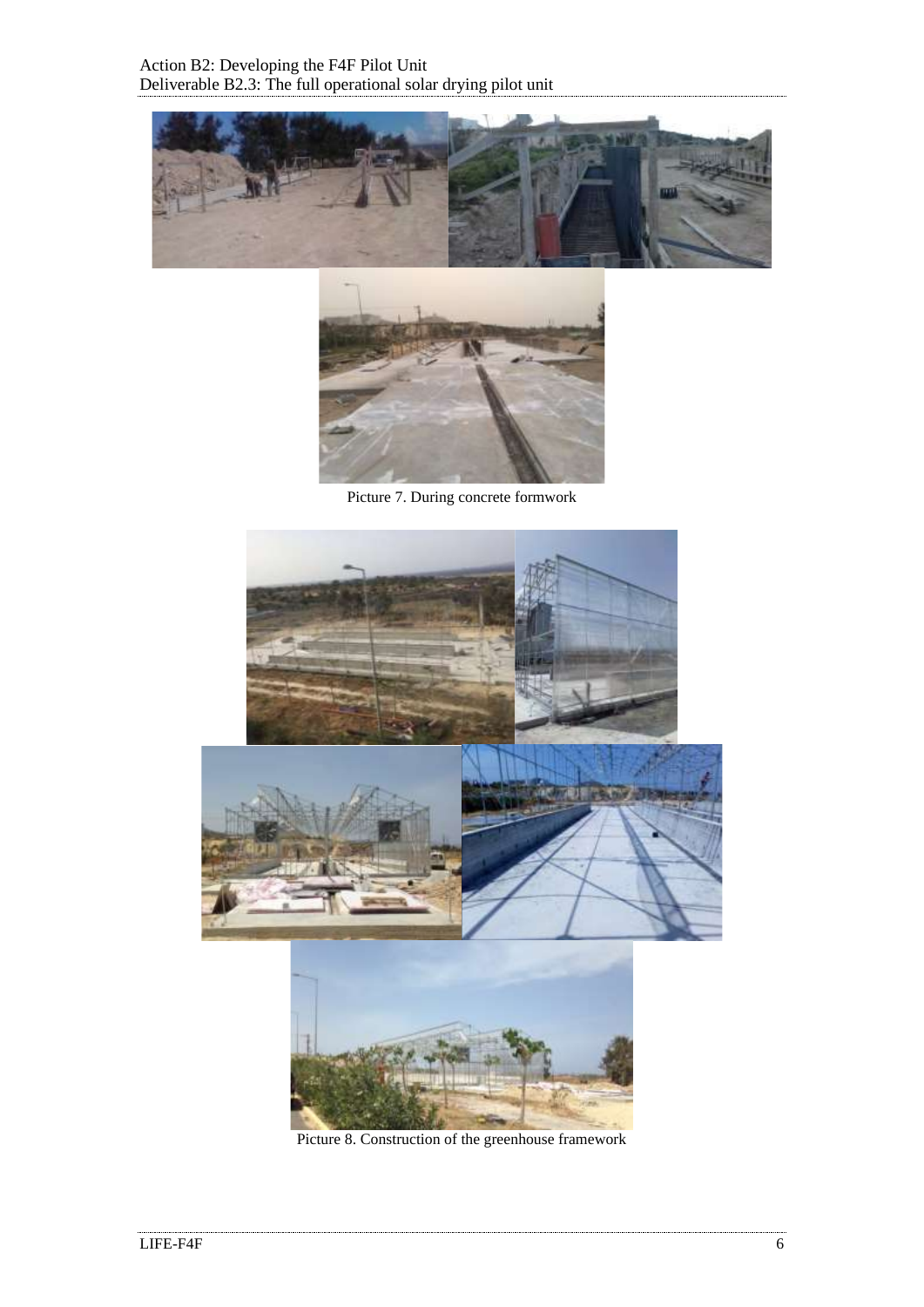Picture 7. During concrete formwork

Picture 8. Construction of the greenhouse framework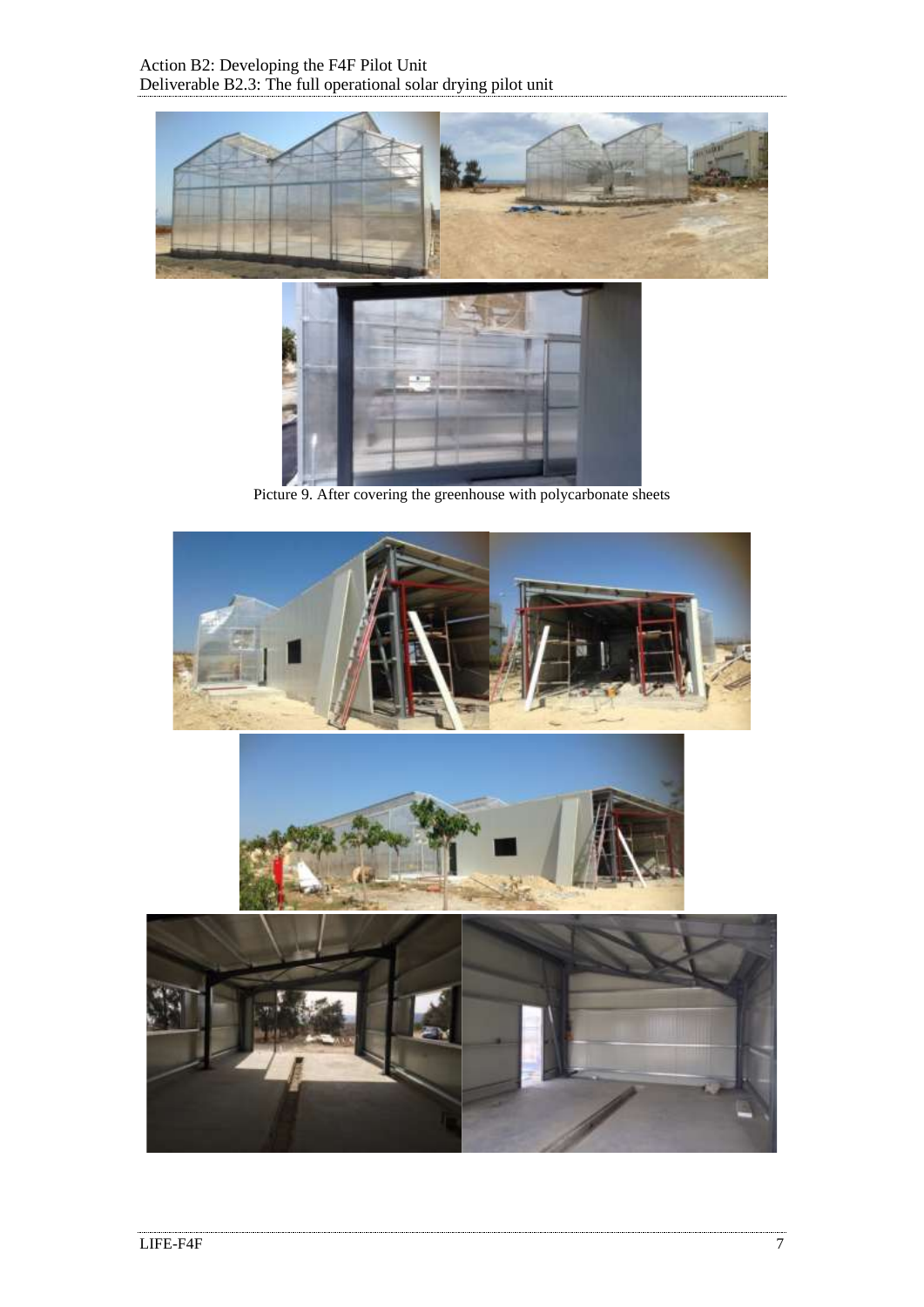Picture 9. After covering the greenhouse with polycarbonate sheets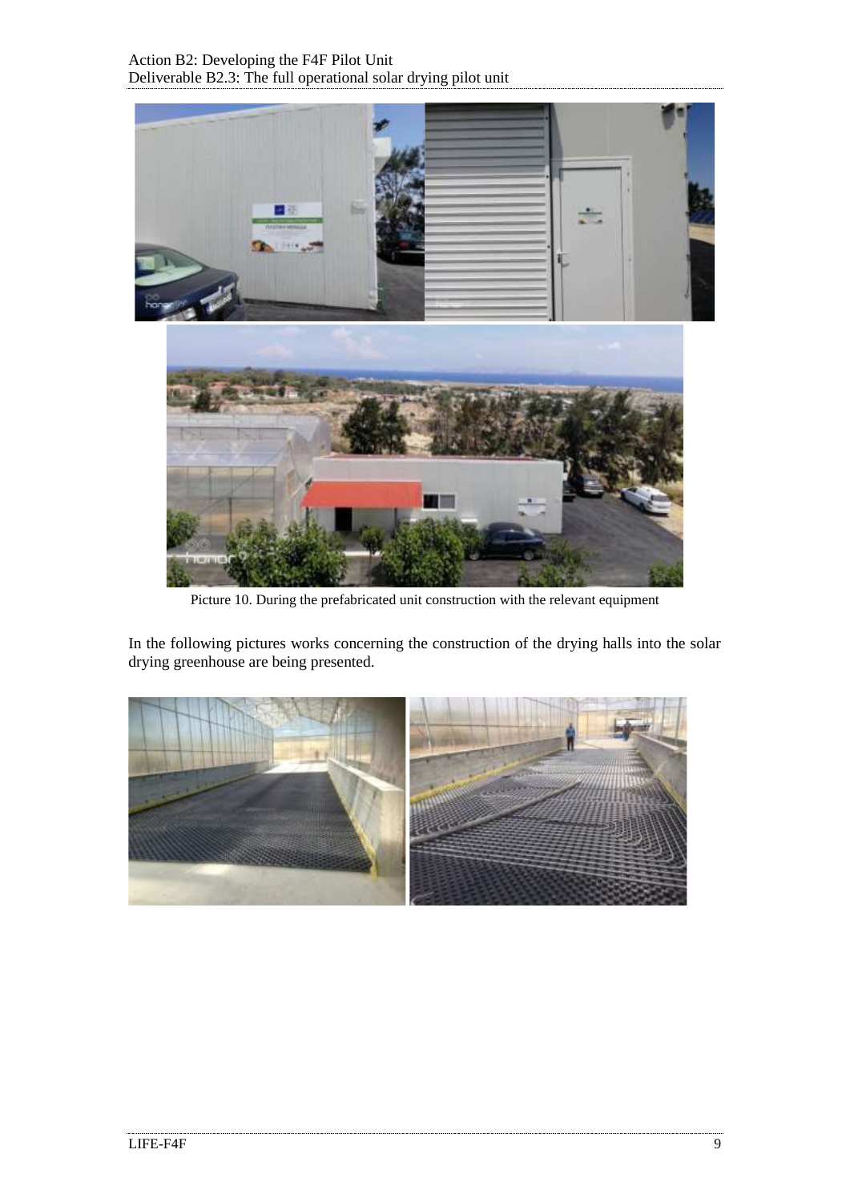Picture 10. During the prefabricated unit construction with the relevant equipment

In the following pictures works concerning the construction of the drying halls into the solar drying greenhouse are being presented.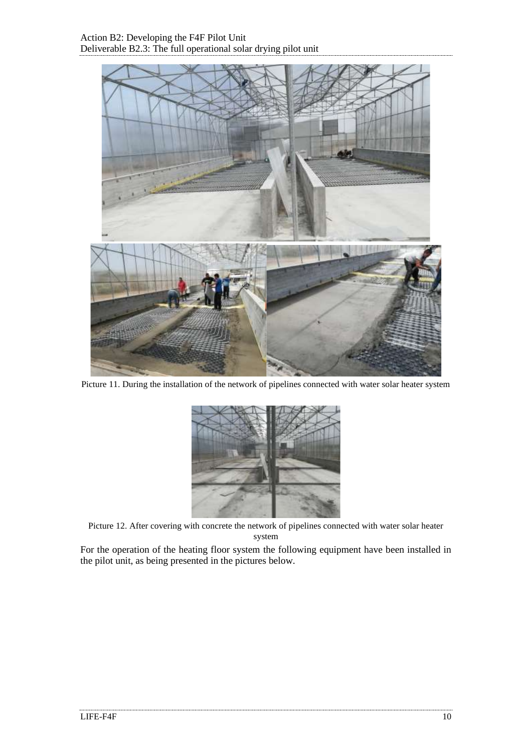Picture 11. During the installation of the network of pipelines connected with water solar heater system

Picture 12. After covering with concrete the network of pipelines connected with water solar heater system

For the operation of the heating floor system the following equipment have been installed in the pilot unit, as being presented in the pictures below.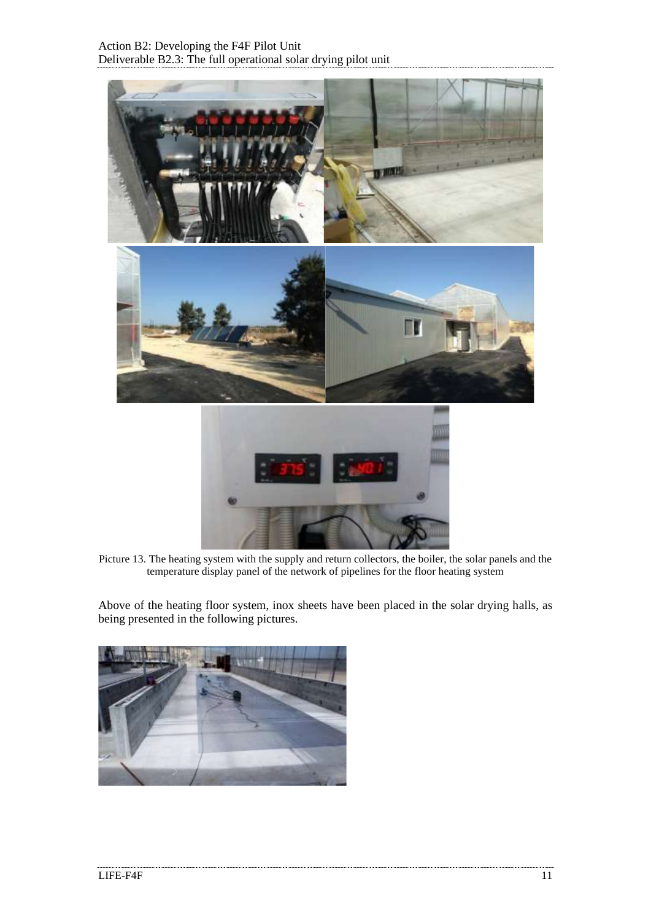Picture 13. The heating system with the supply and return collectors, the boiler, the solar panels and the temperature display panel of the network of pipelines for the floor heating system

Above of the heating floor system, inox sheets have been placed in the solar drying halls, as being presented in the following pictures.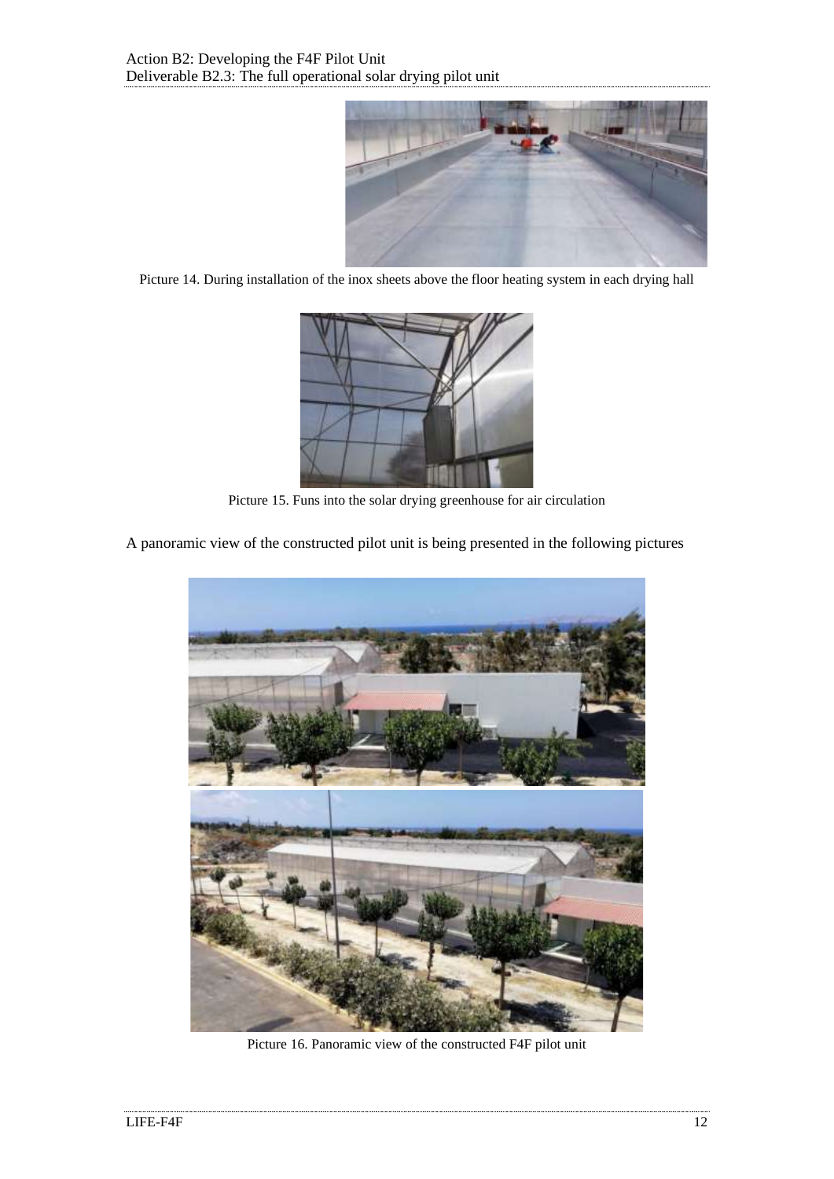Picture 14. During installation of the inox sheets above the floor heating system in each drying hall

Picture 15. Funs into the solar drying greenhouse for air circulation

A panoramic view of the constructed pilot unit is being presented in the following pictures

Picture 16. Panoramic view of the constructed F4F pilot unit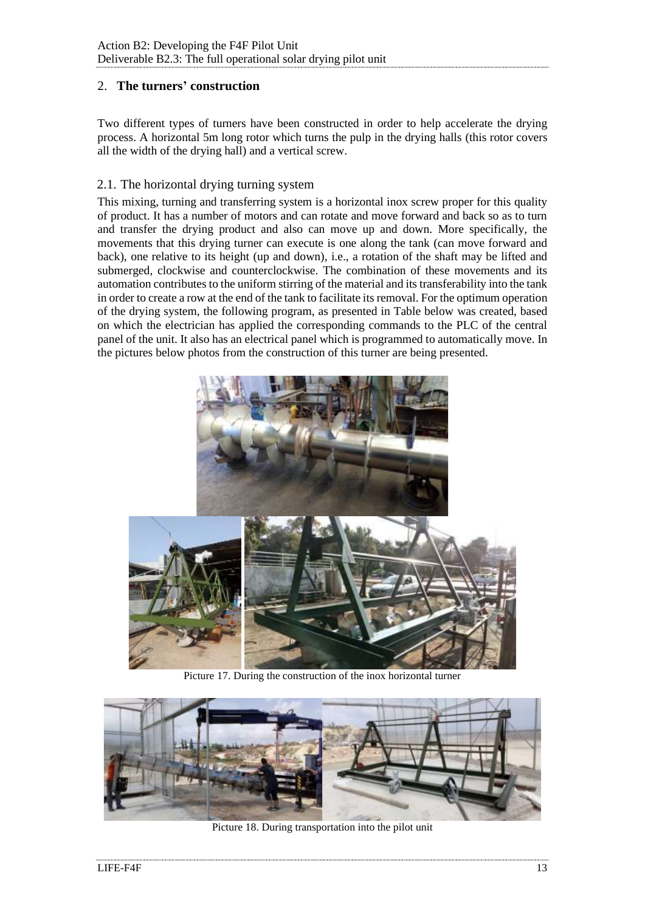## 2. **The turners' construction**

Two different types of turners have been constructed in order to help accelerate the drying process. A horizontal 5m long rotor which turns the pulp in the drying halls (this rotor covers all the width of the drying hall) and a vertical screw.

### 2.1. The horizontal drying turning system

This mixing, turning and transferring system is a horizontal inox screw proper for this quality of product. It has a number of motors and can rotate and move forward and back so as to turn and transfer the drying product and also can move up and down. More specifically, the movements that this drying turner can execute is one along the tank (can move forward and back), one relative to its height (up and down), i.e., a rotation of the shaft may be lifted and submerged, clockwise and counterclockwise. The combination of these movements and its automation contributes to the uniform stirring of the material and its transferability into the tank in order to create a row at the end of the tank to facilitate its removal. For the optimum operation of the drying system, the following program, as presented in Table below was created, based on which the electrician has applied the corresponding commands to the PLC of the central panel of the unit. It also has an electrical panel which is programmed to automatically move. In the pictures below photos from the construction of this turner are being presented.

Picture 17. During the construction of the inox horizontal turner

Picture 18. During transportation into the pilot unit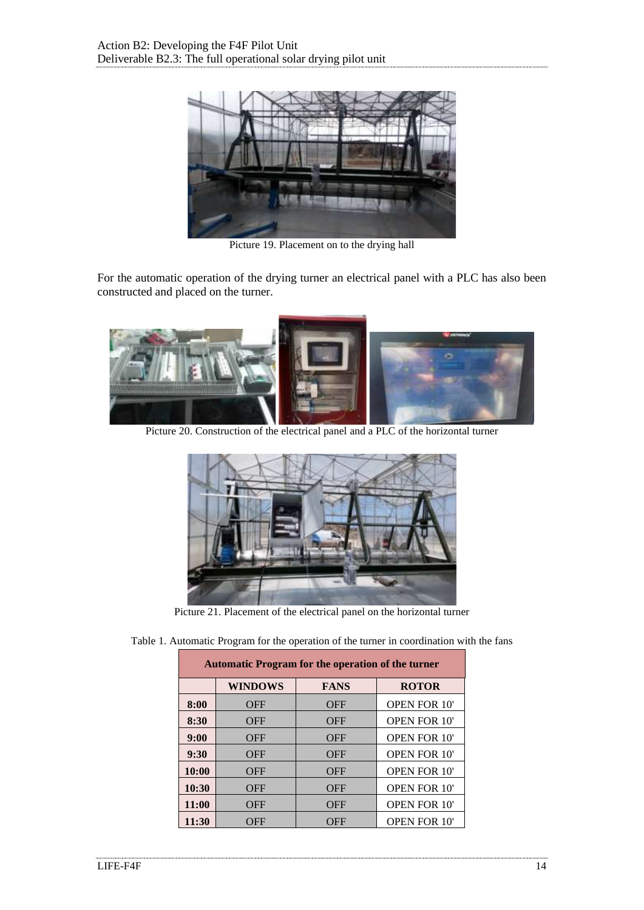Picture 19. Placement on to the drying hall

For the automatic operation of the drying turner an electrical panel with a PLC has also been constructed and placed on the turner.

Picture 20. Construction of the electrical panel and a PLC of the horizontal turner

Picture 21. Placement of the electrical panel on the horizontal turner

Table 1. Automatic Program for the operation of the turner in coordination with the fans

| Automatic Program for the operation of the turner | | | |
|---|---|---|---|
| | **WINDOWS** | **FANS** | **ROTOR** |
| **8:00** | OFF | OFF | OPEN FOR 10' |
| **8:30** | OFF | OFF | OPEN FOR 10' |
| **9:00** | OFF | OFF | OPEN FOR 10' |
| **9:30** | OFF | OFF | OPEN FOR 10' |
| **10:00** | OFF | OFF | OPEN FOR 10' |
| **10:30** | OFF | OFF | OPEN FOR 10' |
| **11:00** | OFF | OFF | OPEN FOR 10' |
| **11:30** | OFF | OFF | OPEN FOR 10' |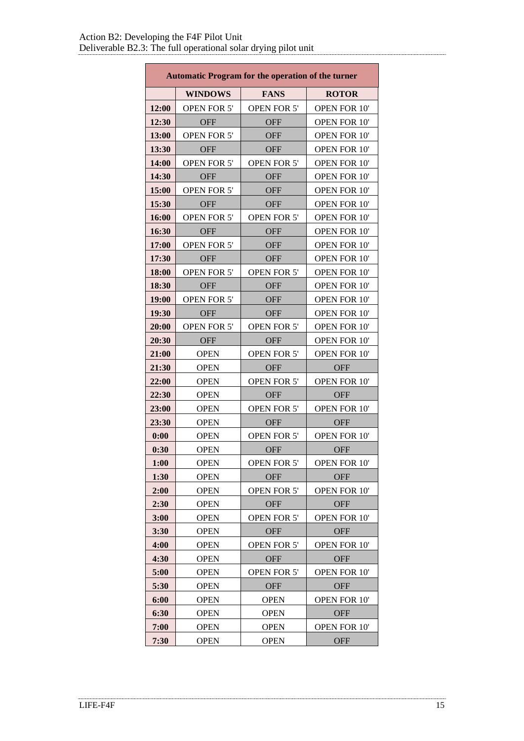| Automatic Program for the operation of the turner | | | |
|---|---|---|---|
| | **WINDOWS** | **FANS** | **ROTOR** |
| **12:00** | OPEN FOR 5' | OPEN FOR 5' | OPEN FOR 10' |
| **12:30** | OFF | OFF | OPEN FOR 10' |
| **13:00** | OPEN FOR 5' | OFF | OPEN FOR 10' |
| **13:30** | OFF | OFF | OPEN FOR 10' |
| **14:00** | OPEN FOR 5' | OPEN FOR 5' | OPEN FOR 10' |
| **14:30** | OFF | OFF | OPEN FOR 10' |
| **15:00** | OPEN FOR 5' | OFF | OPEN FOR 10' |
| **15:30** | OFF | OFF | OPEN FOR 10' |
| **16:00** | OPEN FOR 5' | OPEN FOR 5' | OPEN FOR 10' |
| **16:30** | OFF | OFF | OPEN FOR 10' |
| **17:00** | OPEN FOR 5' | OFF | OPEN FOR 10' |
| **17:30** | OFF | OFF | OPEN FOR 10' |
| **18:00** | OPEN FOR 5' | OPEN FOR 5' | OPEN FOR 10' |
| **18:30** | OFF | OFF | OPEN FOR 10' |
| **19:00** | OPEN FOR 5' | OFF | OPEN FOR 10' |
| **19:30** | OFF | OFF | OPEN FOR 10' |
| **20:00** | OPEN FOR 5' | OPEN FOR 5' | OPEN FOR 10' |
| **20:30** | OFF | OFF | OPEN FOR 10' |
| **21:00** | OPEN | OPEN FOR 5' | OPEN FOR 10' |
| **21:30** | OPEN | OFF | OFF |
| **22:00** | OPEN | OPEN FOR 5' | OPEN FOR 10' |
| **22:30** | OPEN | OFF | OFF |
| **23:00** | OPEN | OPEN FOR 5' | OPEN FOR 10' |
| **23:30** | OPEN | OFF | OFF |
| **0:00** | OPEN | OPEN FOR 5' | OPEN FOR 10' |
| **0:30** | OPEN | OFF | OFF |
| **1:00** | OPEN | OPEN FOR 5' | OPEN FOR 10' |
| **1:30** | OPEN | OFF | OFF |
| **2:00** | OPEN | OPEN FOR 5' | OPEN FOR 10' |
| **2:30** | OPEN | OFF | OFF |
| **3:00** | OPEN | OPEN FOR 5' | OPEN FOR 10' |
| **3:30** | OPEN | OFF | OFF |
| **4:00** | OPEN | OPEN FOR 5' | OPEN FOR 10' |
| **4:30** | OPEN | OFF | OFF |
| **5:00** | OPEN | OPEN FOR 5' | OPEN FOR 10' |
| **5:30** | OPEN | OFF | OFF |
| **6:00** | OPEN | OPEN | OPEN FOR 10' |
| **6:30** | OPEN | OPEN | OFF |
| **7:00** | OPEN | OPEN | OPEN FOR 10' |
| **7:30** | OPEN | OPEN | OFF |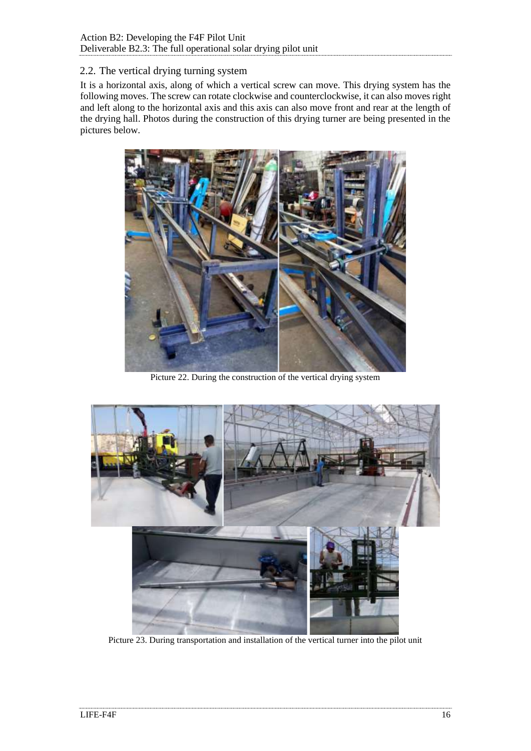## 2.2. The vertical drying turning system

It is a horizontal axis, along of which a vertical screw can move. This drying system has the following moves. The screw can rotate clockwise and counterclockwise, it can also moves right and left along to the horizontal axis and this axis can also move front and rear at the length of the drying hall. Photos during the construction of this drying turner are being presented in the pictures below.

Picture 22. During the construction of the vertical drying system

Picture 23. During transportation and installation of the vertical turner into the pilot unit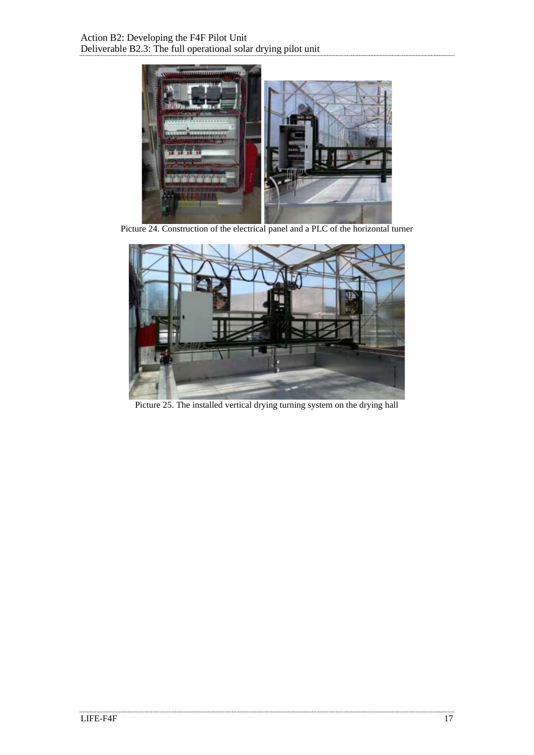Picture 24. Construction of the electrical panel and a PLC of the horizontal turner

Picture 25. The installed vertical drying turning system on the drying hall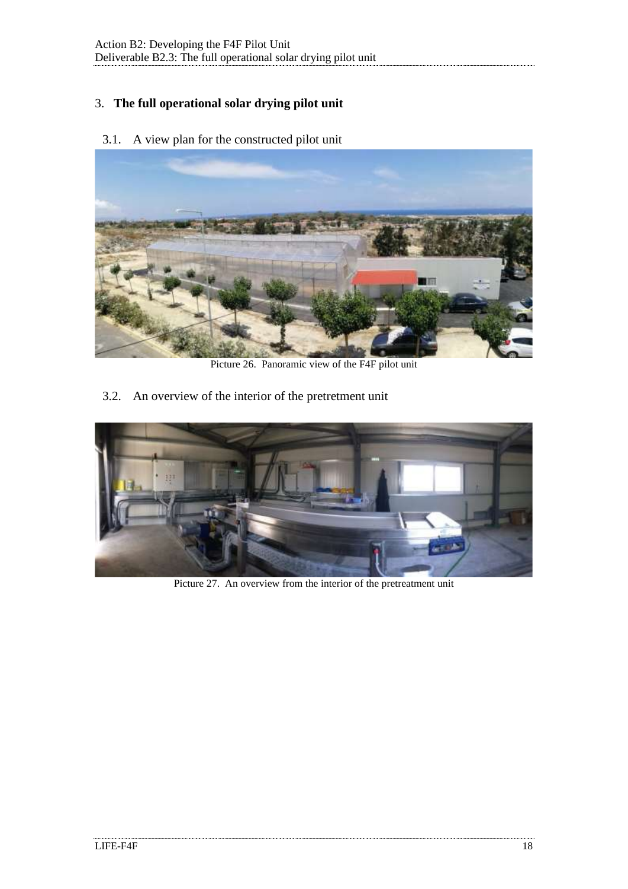## 3. **The full operational solar drying pilot unit**

### 3.1. A view plan for the constructed pilot unit

Picture 26. Panoramic view of the F4F pilot unit

### 3.2. An overview of the interior of the pretretment unit

Picture 27. An overview from the interior of the pretreatment unit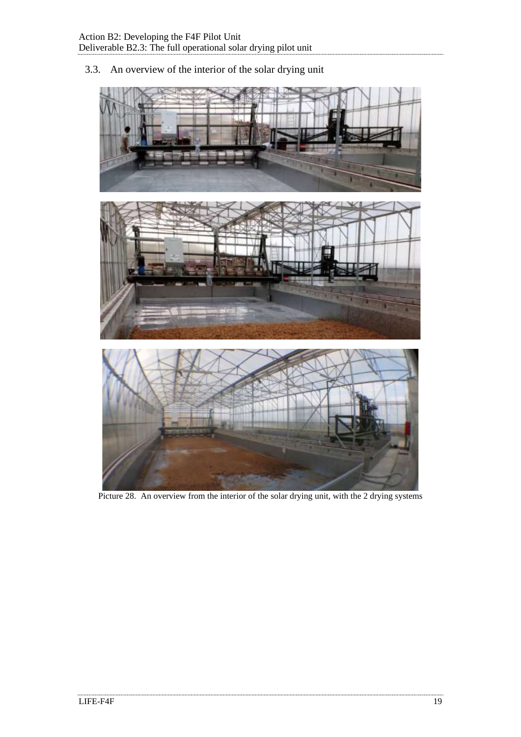## 3.3. An overview of the interior of the solar drying unit

Picture 28. An overview from the interior of the solar drying unit, with the 2 drying systems